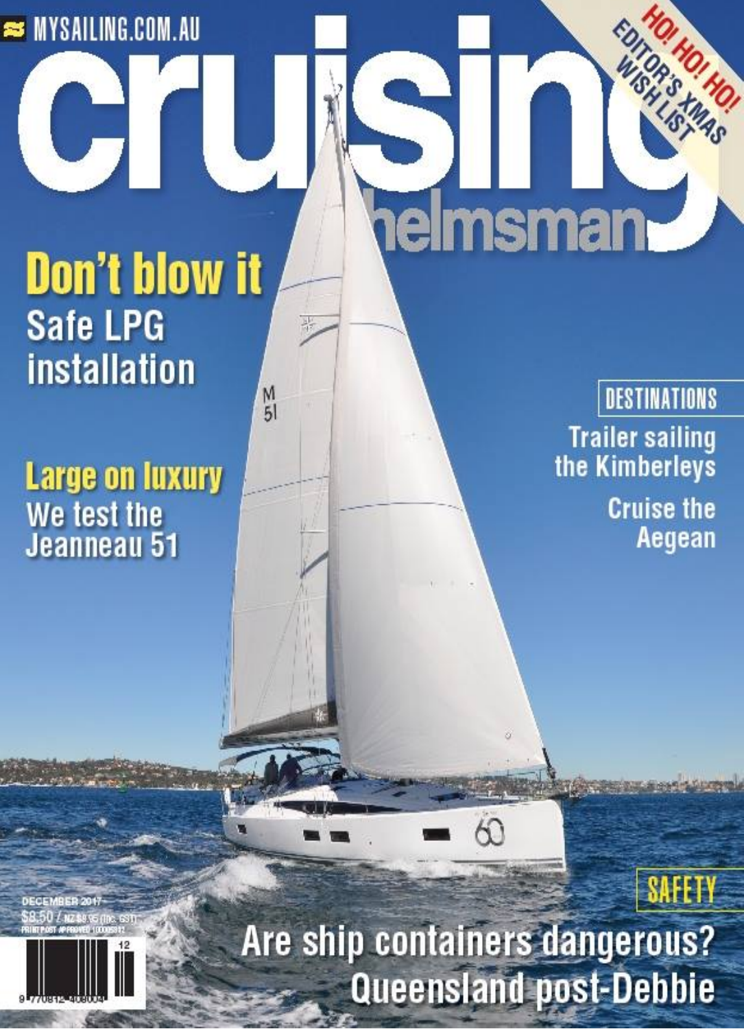MYSAILING.COM.AU

# cruising helmsman

HO! HO! HO! EDITOR'S XMAS WISH LIST

## Don't blow it
Safe LPG installation

## Large on luxury
We test the Jeanneau 51

**DESTINATIONS**

Trailer sailing the Kimberleys

Cruise the Aegean

**SAFETY**

Are ship containers dangerous?

Queensland post-Debbie

DECEMBER 2017

$8.50 / NZ $9.95 (inc. GST)

PRINT POST APPROVED 100005912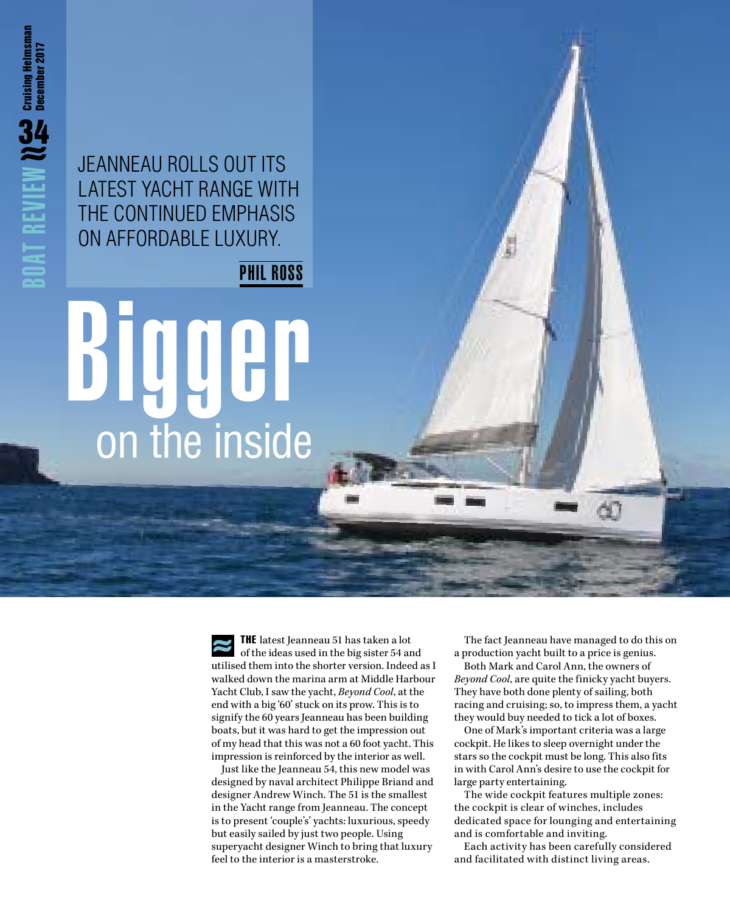# Bigger on the inside

JEANNEAU ROLLS OUT ITS LATEST YACHT RANGE WITH THE CONTINUED EMPHASIS ON AFFORDABLE LUXURY.

**PHIL ROSS**

**THE** latest Jeanneau 51 has taken a lot of the ideas used in the big sister 54 and utilised them into the shorter version. Indeed as I walked down the marina arm at Middle Harbour Yacht Club, I saw the yacht, *Beyond Cool*, at the end with a big '60' stuck on its prow. This is to signify the 60 years Jeanneau has been building boats, but it was hard to get the impression out of my head that this was not a 60 foot yacht. This impression is reinforced by the interior as well.

Just like the Jeanneau 54, this new model was designed by naval architect Philippe Briand and designer Andrew Winch. The 51 is the smallest in the Yacht range from Jeanneau. The concept is to present 'couple's' yachts: luxurious, speedy but easily sailed by just two people. Using superyacht designer Winch to bring that luxury feel to the interior is a masterstroke.

The fact Jeanneau have managed to do this on a production yacht built to a price is genius.

Both Mark and Carol Ann, the owners of *Beyond Cool*, are quite the finicky yacht buyers. They have both done plenty of sailing, both racing and cruising; so, to impress them, a yacht they would buy needed to tick a lot of boxes.

One of Mark's important criteria was a large cockpit. He likes to sleep overnight under the stars so the cockpit must be long. This also fits in with Carol Ann's desire to use the cockpit for large party entertaining.

The wide cockpit features multiple zones: the cockpit is clear of winches, includes dedicated space for lounging and entertaining and is comfortable and inviting.

Each activity has been carefully considered and facilitated with distinct living areas.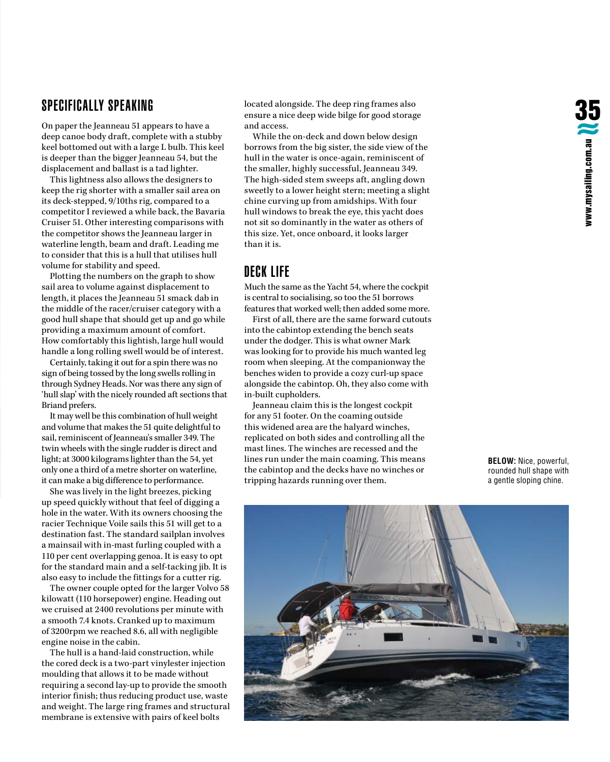## SPECIFICALLY SPEAKING

On paper the Jeanneau 51 appears to have a deep canoe body draft, complete with a stubby keel bottomed out with a large L bulb. This keel is deeper than the bigger Jeanneau 54, but the displacement and ballast is a tad lighter.

This lightness also allows the designers to keep the rig shorter with a smaller sail area on its deck-stepped, 9/10ths rig, compared to a competitor I reviewed a while back, the Bavaria Cruiser 51. Other interesting comparisons with the competitor shows the Jeanneau larger in waterline length, beam and draft. Leading me to consider that this is a hull that utilises hull volume for stability and speed.

Plotting the numbers on the graph to show sail area to volume against displacement to length, it places the Jeanneau 51 smack dab in the middle of the racer/cruiser category with a good hull shape that should get up and go while providing a maximum amount of comfort. How comfortably this lightish, large hull would handle a long rolling swell would be of interest.

Certainly, taking it out for a spin there was no sign of being tossed by the long swells rolling in through Sydney Heads. Nor was there any sign of 'hull slap' with the nicely rounded aft sections that Briand prefers.

It may well be this combination of hull weight and volume that makes the 51 quite delightful to sail, reminiscent of Jeanneau's smaller 349. The twin wheels with the single rudder is direct and light; at 3000 kilograms lighter than the 54, yet only one a third of a metre shorter on waterline, it can make a big difference to performance.

She was lively in the light breezes, picking up speed quickly without that feel of digging a hole in the water. With its owners choosing the racier Technique Voile sails this 51 will get to a destination fast. The standard sailplan involves a mainsail with in-mast furling coupled with a 110 per cent overlapping genoa. It is easy to opt for the standard main and a self-tacking jib. It is also easy to include the fittings for a cutter rig.

The owner couple opted for the larger Volvo 58 kilowatt (110 horsepower) engine. Heading out we cruised at 2400 revolutions per minute with a smooth 7.4 knots. Cranked up to maximum of 3200rpm we reached 8.6, all with negligible engine noise in the cabin.

The hull is a hand-laid construction, while the cored deck is a two-part vinylester injection moulding that allows it to be made without requiring a second lay-up to provide the smooth interior finish; thus reducing product use, waste and weight. The large ring frames and structural membrane is extensive with pairs of keel bolts located alongside. The deep ring frames also ensure a nice deep wide bilge for good storage and access.

While the on-deck and down below design borrows from the big sister, the side view of the hull in the water is once-again, reminiscent of the smaller, highly successful, Jeanneau 349. The high-sided stem sweeps aft, angling down sweetly to a lower height stern; meeting a slight chine curving up from amidships. With four hull windows to break the eye, this yacht does not sit so dominantly in the water as others of this size. Yet, once onboard, it looks larger than it is.

## DECK LIFE

Much the same as the Yacht 54, where the cockpit is central to socialising, so too the 51 borrows features that worked well; then added some more.

First of all, there are the same forward cutouts into the cabintop extending the bench seats under the dodger. This is what owner Mark was looking for to provide his much wanted leg room when sleeping. At the companionway the benches widen to provide a cozy curl-up space alongside the cabintop. Oh, they also come with in-built cupholders.

Jeanneau claim this is the longest cockpit for any 51 footer. On the coaming outside this widened area are the halyard winches, replicated on both sides and controlling all the mast lines. The winches are recessed and the lines run under the main coaming. This means the cabintop and the decks have no winches or tripping hazards running over them.

**BELOW:** Nice, powerful, rounded hull shape with a gentle sloping chine.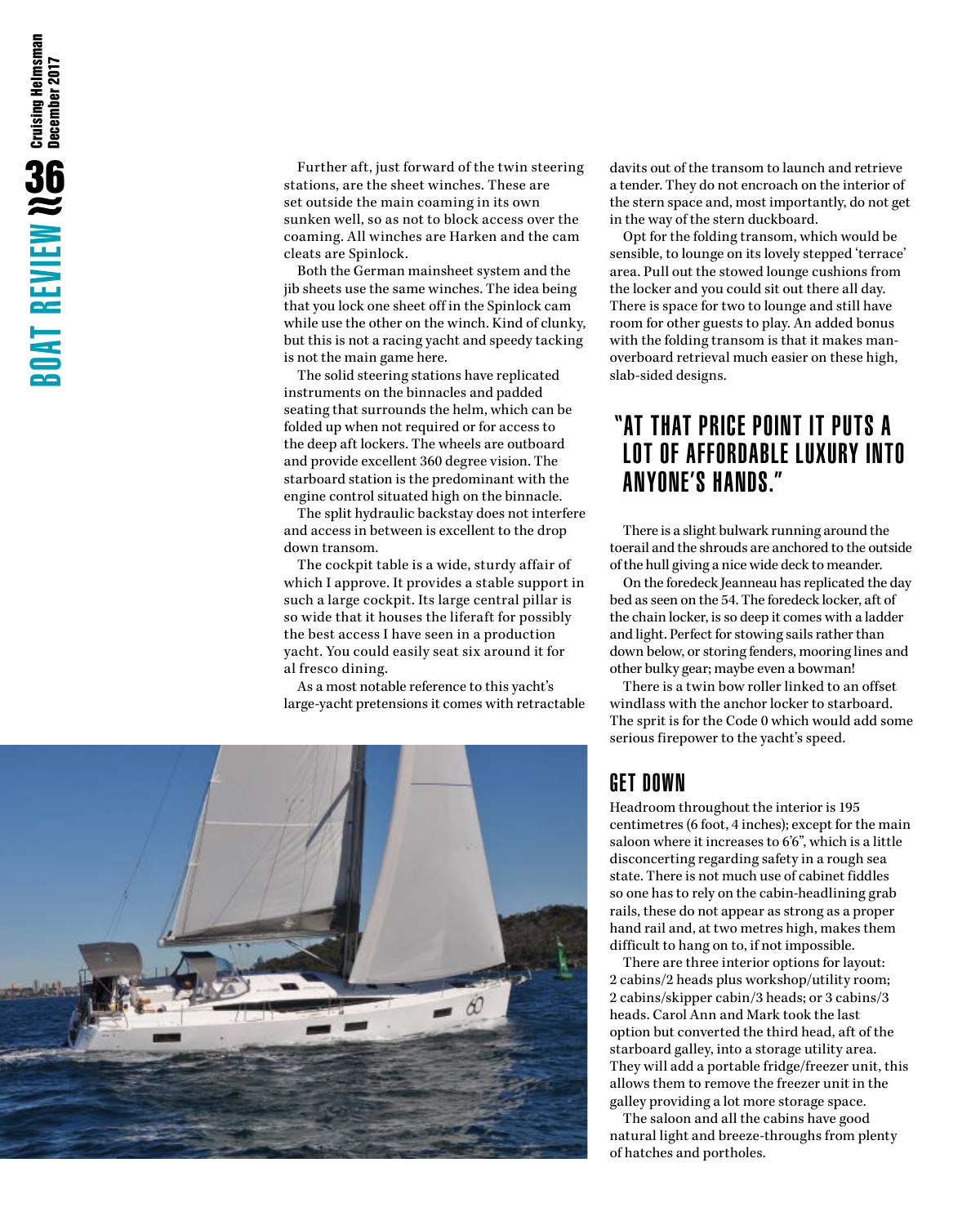Further aft, just forward of the twin steering stations, are the sheet winches. These are set outside the main coaming in its own sunken well, so as not to block access over the coaming. All winches are Harken and the cam cleats are Spinlock.

Both the German mainsheet system and the jib sheets use the same winches. The idea being that you lock one sheet off in the Spinlock cam while use the other on the winch. Kind of clunky, but this is not a racing yacht and speedy tacking is not the main game here.

The solid steering stations have replicated instruments on the binnacles and padded seating that surrounds the helm, which can be folded up when not required or for access to the deep aft lockers. The wheels are outboard and provide excellent 360 degree vision. The starboard station is the predominant with the engine control situated high on the binnacle.

The split hydraulic backstay does not interfere and access in between is excellent to the drop down transom.

The cockpit table is a wide, sturdy affair of which I approve. It provides a stable support in such a large cockpit. Its large central pillar is so wide that it houses the liferaft for possibly the best access I have seen in a production yacht. You could easily seat six around it for al fresco dining.

As a most notable reference to this yacht's large-yacht pretensions it comes with retractable davits out of the transom to launch and retrieve a tender. They do not encroach on the interior of the stern space and, most importantly, do not get in the way of the stern duckboard.

Opt for the folding transom, which would be sensible, to lounge on its lovely stepped 'terrace' area. Pull out the stowed lounge cushions from the locker and you could sit out there all day. There is space for two to lounge and still have room for other guests to play. An added bonus with the folding transom is that it makes man-overboard retrieval much easier on these high, slab-sided designs.

## "AT THAT PRICE POINT IT PUTS A LOT OF AFFORDABLE LUXURY INTO ANYONE'S HANDS."

There is a slight bulwark running around the toerail and the shrouds are anchored to the outside of the hull giving a nice wide deck to meander.

On the foredeck Jeanneau has replicated the day bed as seen on the 54. The foredeck locker, aft of the chain locker, is so deep it comes with a ladder and light. Perfect for stowing sails rather than down below, or storing fenders, mooring lines and other bulky gear; maybe even a bowman!

There is a twin bow roller linked to an offset windlass with the anchor locker to starboard. The sprit is for the Code 0 which would add some serious firepower to the yacht's speed.

## GET DOWN

Headroom throughout the interior is 195 centimetres (6 foot, 4 inches); except for the main saloon where it increases to 6'6", which is a little disconcerting regarding safety in a rough sea state. There is not much use of cabinet fiddles so one has to rely on the cabin-headlining grab rails, these do not appear as strong as a proper hand rail and, at two metres high, makes them difficult to hang on to, if not impossible.

There are three interior options for layout: 2 cabins/2 heads plus workshop/utility room; 2 cabins/skipper cabin/3 heads; or 3 cabins/3 heads. Carol Ann and Mark took the last option but converted the third head, aft of the starboard galley, into a storage utility area. They will add a portable fridge/freezer unit, this allows them to remove the freezer unit in the galley providing a lot more storage space.

The saloon and all the cabins have good natural light and breeze-throughs from plenty of hatches and portholes.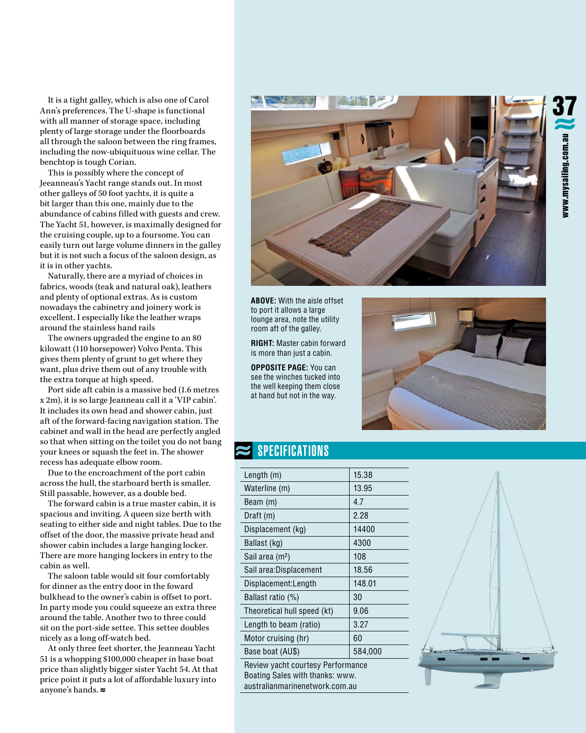It is a tight galley, which is also one of Carol Ann's preferences. The U-shape is functional with all manner of storage space, including plenty of large storage under the floorboards all through the saloon between the ring frames, including the now-ubiquituous wine cellar. The benchtop is tough Corian.

This is possibly where the concept of Jeeanneau's Yacht range stands out. In most other galleys of 50 foot yachts, it is quite a bit larger than this one, mainly due to the abundance of cabins filled with guests and crew. The Yacht 51, however, is maximally designed for the cruising couple, up to a foursome. You can easily turn out large volume dinners in the galley but it is not such a focus of the saloon design, as it is in other yachts.

Naturally, there are a myriad of choices in fabrics, woods (teak and natural oak), leathers and plenty of optional extras. As is custom nowadays the cabinetry and joinery work is excellent. I especially like the leather wraps around the stainless hand rails

The owners upgraded the engine to an 80 kilowatt (110 horsepower) Volvo Penta. This gives them plenty of grunt to get where they want, plus drive them out of any trouble with the extra torque at high speed.

Port side aft cabin is a massive bed (1.6 metres x 2m), it is so large Jeanneau call it a 'VIP cabin'. It includes its own head and shower cabin, just aft of the forward-facing navigation station. The cabinet and wall in the head are perfectly angled so that when sitting on the toilet you do not bang your knees or squash the feet in. The shower recess has adequate elbow room.

Due to the encroachment of the port cabin across the hull, the starboard berth is smaller. Still passable, however, as a double bed.

The forward cabin is a true master cabin, it is spacious and inviting. A queen size berth with seating to either side and night tables. Due to the offset of the door, the massive private head and shower cabin includes a large hanging locker. There are more hanging lockers in entry to the cabin as well.

The saloon table would sit four comfortably for dinner as the entry door in the foward bulkhead to the owner's cabin is offset to port. In party mode you could squeeze an extra three around the table. Another two to three could sit on the port-side settee. This settee doubles nicely as a long off-watch bed.

At only three feet shorter, the Jeanneau Yacht 51 is a whopping $100,000 cheaper in base boat price than slightly bigger sister Yacht 54. At that price point it puts a lot of affordable luxury into anyone's hands. ≈

**ABOVE:** With the aisle offset to port it allows a large lounge area, note the utility room aft of the galley.

**RIGHT:** Master cabin forward is more than just a cabin.

**OPPOSITE PAGE:** You can see the winches tucked into the well keeping them close at hand but not in the way.

## SPECIFICATIONS

| | |
|---|---|
| Length (m) | 15.38 |
| Waterline (m) | 13.95 |
| Beam (m) | 4.7 |
| Draft (m) | 2.28 |
| Displacement (kg) | 14400 |
| Ballast (kg) | 4300 |
| Sail area (m²) | 108 |
| Sail area:Displacement | 18.56 |
| Displacement:Length | 148.01 |
| Ballast ratio (%) | 30 |
| Theoretical hull speed (kt) | 9.06 |
| Length to beam (ratio) | 3.27 |
| Motor cruising (hr) | 60 |
| Base boat (AU$) | 584,000 |

Review yacht courtesy Performance Boating Sales with thanks: www.australianmarinenetwork.com.au